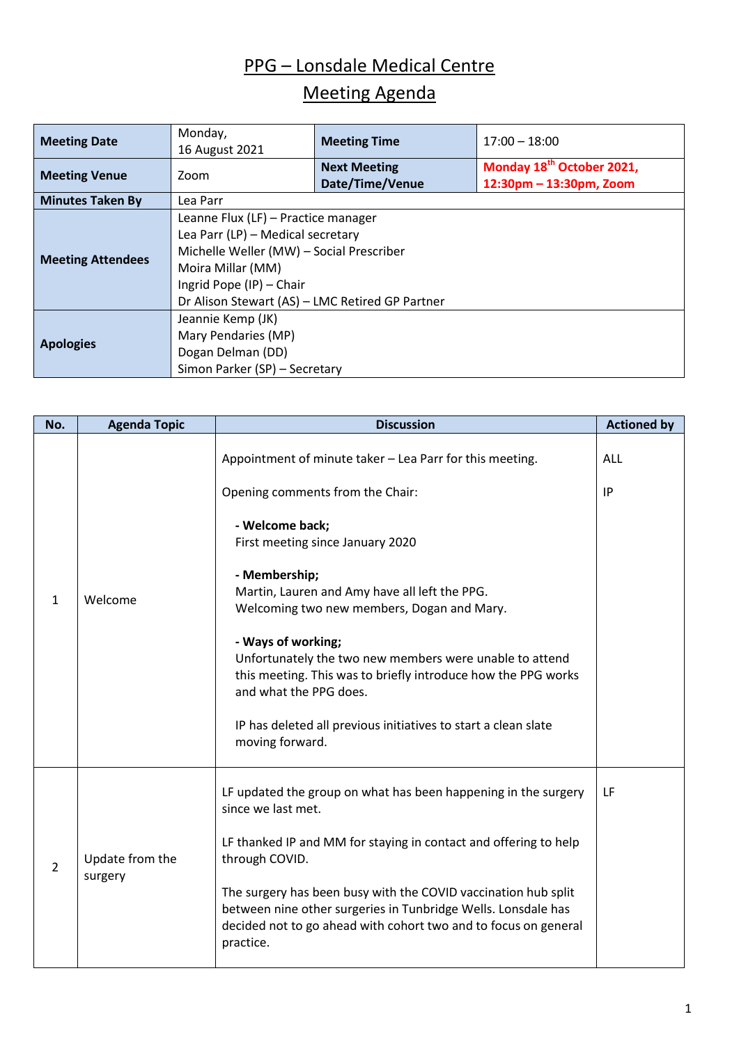# PPG – Lonsdale Medical Centre

## Meeting Agenda

| **Meeting Date** | Monday, 16 August 2021 | **Meeting Time** | 17:00 – 18:00 |
|---|---|---|---|
| **Meeting Venue** | Zoom | **Next Meeting Date/Time/Venue** | **Monday 18th October 2021, 12:30pm – 13:30pm, Zoom** |
| **Minutes Taken By** | Lea Parr | | |
| **Meeting Attendees** | Leanne Flux (LF) – Practice manager<br>Lea Parr (LP) – Medical secretary<br>Michelle Weller (MW) – Social Prescriber<br>Moira Millar (MM)<br>Ingrid Pope (IP) – Chair<br>Dr Alison Stewart (AS) – LMC Retired GP Partner | | |
| **Apologies** | Jeannie Kemp (JK)<br>Mary Pendaries (MP)<br>Dogan Delman (DD)<br>Simon Parker (SP) – Secretary | | |

| No. | Agenda Topic | Discussion | Actioned by |
|---|---|---|---|
| 1 | Welcome | Appointment of minute taker – Lea Parr for this meeting.<br><br>Opening comments from the Chair:<br><br>**- Welcome back;**<br>First meeting since January 2020<br><br>**- Membership;**<br>Martin, Lauren and Amy have all left the PPG.<br>Welcoming two new members, Dogan and Mary.<br><br>**- Ways of working;**<br>Unfortunately the two new members were unable to attend this meeting. This was to briefly introduce how the PPG works and what the PPG does.<br><br>IP has deleted all previous initiatives to start a clean slate moving forward. | ALL<br><br>IP |
| 2 | Update from the surgery | LF updated the group on what has been happening in the surgery since we last met.<br><br>LF thanked IP and MM for staying in contact and offering to help through COVID.<br><br>The surgery has been busy with the COVID vaccination hub split between nine other surgeries in Tunbridge Wells. Lonsdale has decided not to go ahead with cohort two and to focus on general practice. | LF |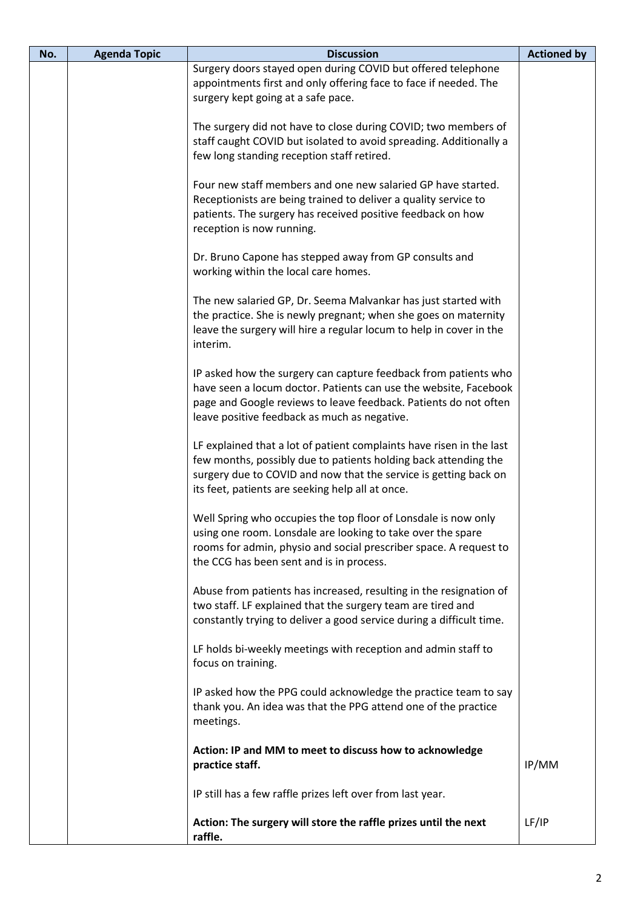| No. | Agenda Topic | Discussion | Actioned by |
|---|---|---|---|
| | | Surgery doors stayed open during COVID but offered telephone appointments first and only offering face to face if needed. The surgery kept going at a safe pace.<br><br>The surgery did not have to close during COVID; two members of staff caught COVID but isolated to avoid spreading. Additionally a few long standing reception staff retired.<br><br>Four new staff members and one new salaried GP have started. Receptionists are being trained to deliver a quality service to patients. The surgery has received positive feedback on how reception is now running.<br><br>Dr. Bruno Capone has stepped away from GP consults and working within the local care homes.<br><br>The new salaried GP, Dr. Seema Malvankar has just started with the practice. She is newly pregnant; when she goes on maternity leave the surgery will hire a regular locum to help in cover in the interim.<br><br>IP asked how the surgery can capture feedback from patients who have seen a locum doctor. Patients can use the website, Facebook page and Google reviews to leave feedback. Patients do not often leave positive feedback as much as negative.<br><br>LF explained that a lot of patient complaints have risen in the last few months, possibly due to patients holding back attending the surgery due to COVID and now that the service is getting back on its feet, patients are seeking help all at once.<br><br>Well Spring who occupies the top floor of Lonsdale is now only using one room. Lonsdale are looking to take over the spare rooms for admin, physio and social prescriber space. A request to the CCG has been sent and is in process.<br><br>Abuse from patients has increased, resulting in the resignation of two staff. LF explained that the surgery team are tired and constantly trying to deliver a good service during a difficult time.<br><br>LF holds bi-weekly meetings with reception and admin staff to focus on training.<br><br>IP asked how the PPG could acknowledge the practice team to say thank you. An idea was that the PPG attend one of the practice meetings.<br><br>**Action: IP and MM to meet to discuss how to acknowledge practice staff.**<br><br>IP still has a few raffle prizes left over from last year.<br><br>**Action: The surgery will store the raffle prizes until the next raffle.** | <br><br><br><br><br><br><br><br><br><br><br><br><br><br><br><br><br><br><br><br><br><br><br><br><br><br><br><br><br><br><br><br><br><br><br><br><br><br><br><br><br>IP/MM<br><br><br><br>LF/IP |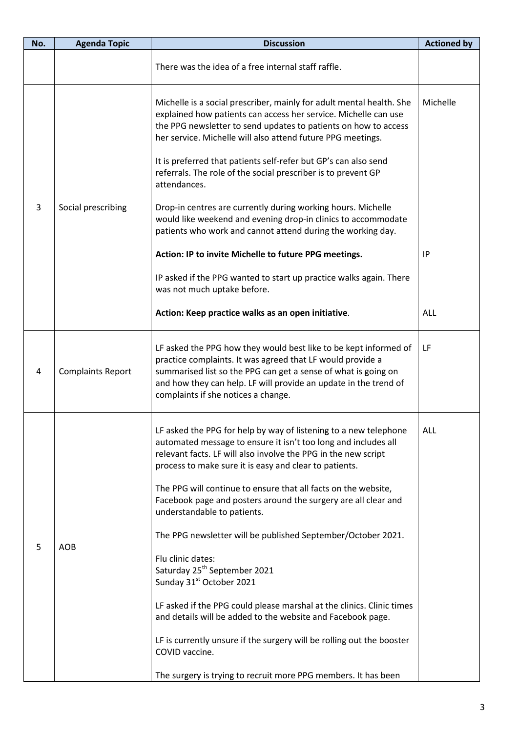| No. | Agenda Topic | Discussion | Actioned by |
|---|---|---|---|
| | | There was the idea of a free internal staff raffle. | |
| 3 | Social prescribing | Michelle is a social prescriber, mainly for adult mental health. She explained how patients can access her service. Michelle can use the PPG newsletter to send updates to patients on how to access her service. Michelle will also attend future PPG meetings.<br><br>It is preferred that patients self-refer but GP's can also send referrals. The role of the social prescriber is to prevent GP attendances.<br><br>Drop-in centres are currently during working hours. Michelle would like weekend and evening drop-in clinics to accommodate patients who work and cannot attend during the working day.<br><br>**Action: IP to invite Michelle to future PPG meetings.**<br><br>IP asked if the PPG wanted to start up practice walks again. There was not much uptake before.<br><br>**Action: Keep practice walks as an open initiative**. | Michelle<br><br><br><br><br><br><br><br>IP<br><br><br><br>ALL |
| 4 | Complaints Report | LF asked the PPG how they would best like to be kept informed of practice complaints. It was agreed that LF would provide a summarised list so the PPG can get a sense of what is going on and how they can help. LF will provide an update in the trend of complaints if she notices a change. | LF |
| 5 | AOB | LF asked the PPG for help by way of listening to a new telephone automated message to ensure it isn't too long and includes all relevant facts. LF will also involve the PPG in the new script process to make sure it is easy and clear to patients.<br><br>The PPG will continue to ensure that all facts on the website, Facebook page and posters around the surgery are all clear and understandable to patients.<br><br>The PPG newsletter will be published September/October 2021.<br><br>Flu clinic dates:<br>Saturday 25th September 2021<br>Sunday 31st October 2021<br><br>LF asked if the PPG could please marshal at the clinics. Clinic times and details will be added to the website and Facebook page.<br><br>LF is currently unsure if the surgery will be rolling out the booster COVID vaccine.<br><br>The surgery is trying to recruit more PPG members. It has been | ALL |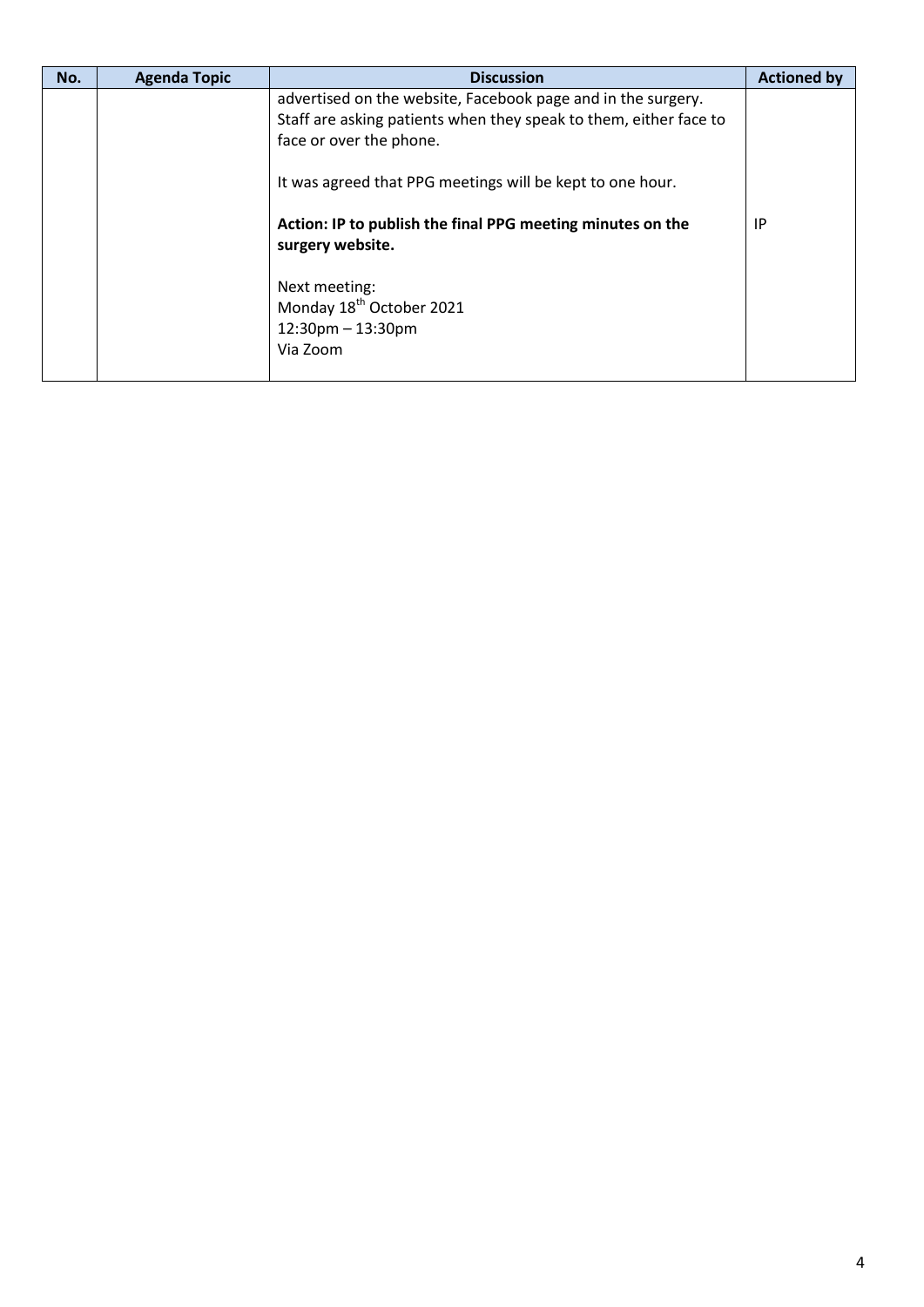| No. | Agenda Topic | Discussion | Actioned by |
| --- | --- | --- | --- |
| | | advertised on the website, Facebook page and in the surgery. Staff are asking patients when they speak to them, either face to face or over the phone.<br><br>It was agreed that PPG meetings will be kept to one hour.<br><br>**Action: IP to publish the final PPG meeting minutes on the surgery website.**<br><br>Next meeting:<br>Monday 18th October 2021<br>12:30pm – 13:30pm<br>Via Zoom | <br><br><br><br><br>IP |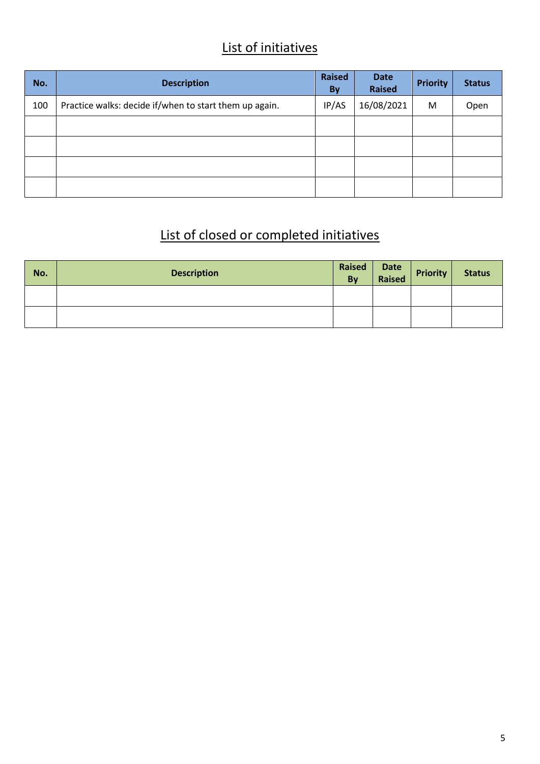## List of initiatives

| No. | Description | Raised By | Date Raised | Priority | Status |
|---|---|---|---|---|---|
| 100 | Practice walks: decide if/when to start them up again. | IP/AS | 16/08/2021 | M | Open |
| | | | | | |
| | | | | | |
| | | | | | |
| | | | | | |

## List of closed or completed initiatives

| No. | Description | Raised By | Date Raised | Priority | Status |
|---|---|---|---|---|---|
| | | | | | |
| | | | | | |